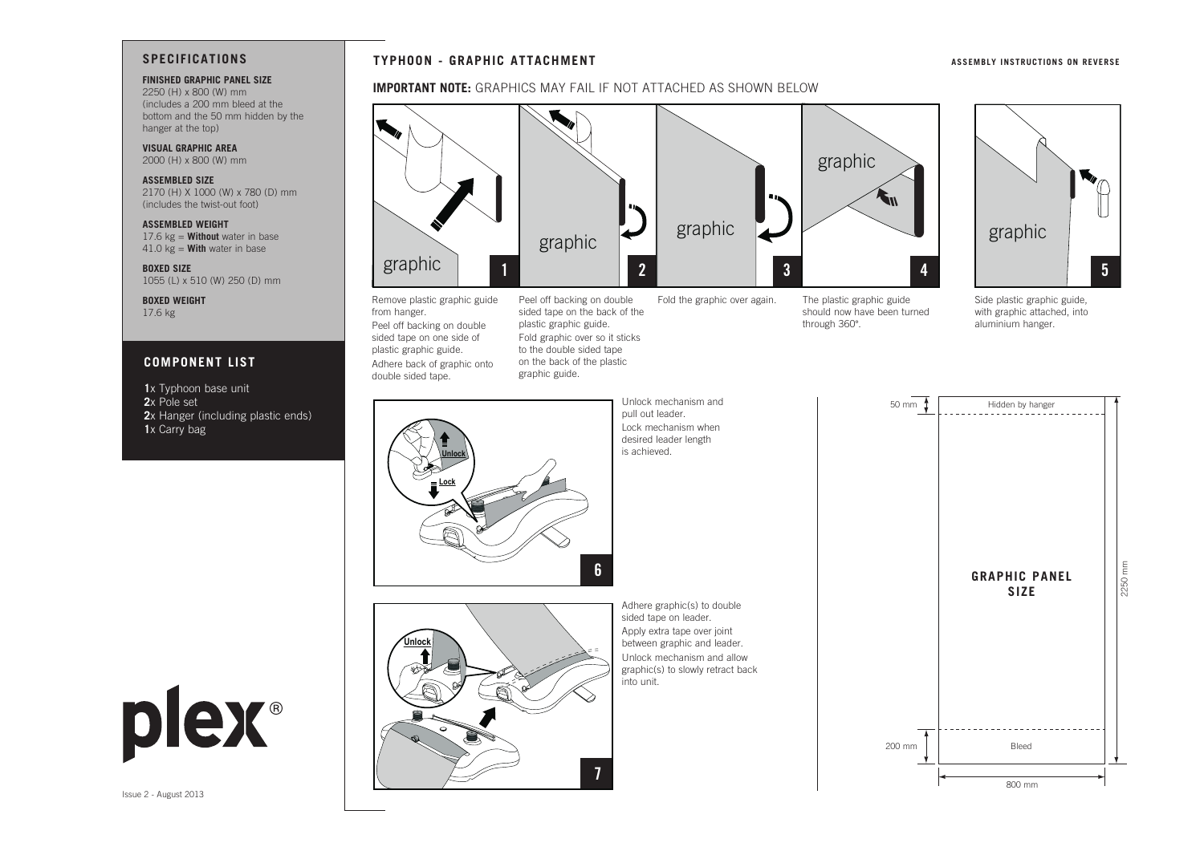## SPECIFICATIONS

**FINISHED GRAPHIC PANEL SIZE**
2250 (H) x 800 (W) mm
(includes a 200 mm bleed at the bottom and the 50 mm hidden by the hanger at the top)

**VISUAL GRAPHIC AREA**
2000 (H) x 800 (W) mm

**ASSEMBLED SIZE**
2170 (H) X 1000 (W) x 780 (D) mm
(includes the twist-out foot)

**ASSEMBLED WEIGHT**
17.6 kg = **Without** water in base
41.0 kg = **With** water in base

**BOXED SIZE**
1055 (L) x 510 (W) 250 (D) mm

**BOXED WEIGHT**
17.6 kg

## COMPONENT LIST

**1**x Typhoon base unit
**2**x Pole set
**2**x Hanger (including plastic ends)
**1**x Carry bag

plex®

Issue 2 - August 2013

## TYPHOON - GRAPHIC ATTACHMENT

ASSEMBLY INSTRUCTIONS ON REVERSE

**IMPORTANT NOTE:** GRAPHICS MAY FAIL IF NOT ATTACHED AS SHOWN BELOW

**1** Remove plastic graphic guide from hanger.
Peel off backing on double sided tape on one side of plastic graphic guide.
Adhere back of graphic onto double sided tape.

**2** Peel off backing on double sided tape on the back of the plastic graphic guide.
Fold graphic over so it sticks to the double sided tape on the back of the plastic graphic guide.

**3** Fold the graphic over again.

**4** The plastic graphic guide should now have been turned through 360°.

**5** Side plastic graphic guide, with graphic attached, into aluminium hanger.

**6** Unlock mechanism and pull out leader.
Lock mechanism when desired leader length is achieved.

**7** Adhere graphic(s) to double sided tape on leader.
Apply extra tape over joint between graphic and leader.
Unlock mechanism and allow graphic(s) to slowly retract back into unit.

**GRAPHIC PANEL SIZE**

- 50 mm – Hidden by hanger
- 200 mm – Bleed
- 2250 mm (height)
- 800 mm (width)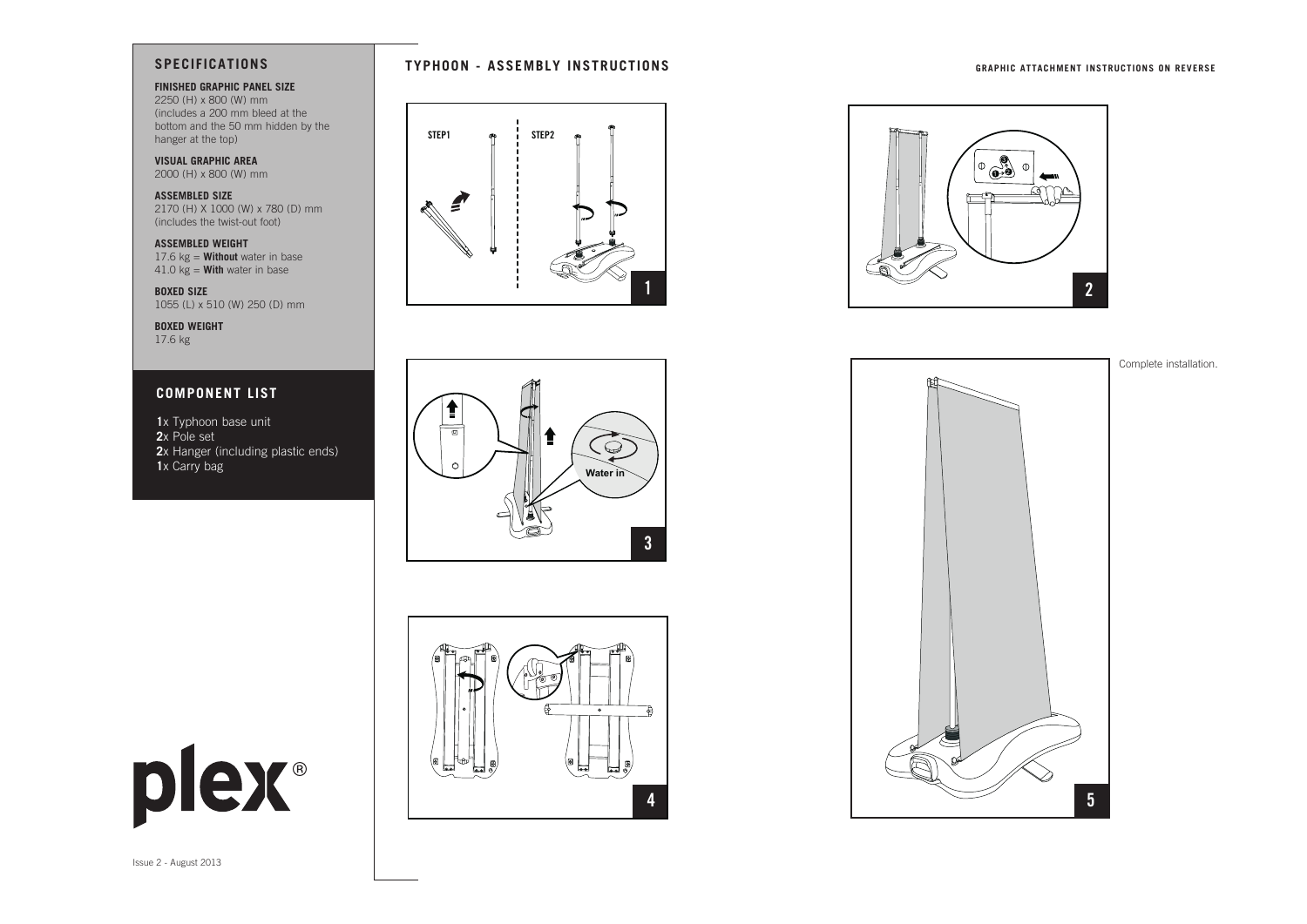## SPECIFICATIONS

**FINISHED GRAPHIC PANEL SIZE**
2250 (H) x 800 (W) mm
(includes a 200 mm bleed at the bottom and the 50 mm hidden by the hanger at the top)

**VISUAL GRAPHIC AREA**
2000 (H) x 800 (W) mm

**ASSEMBLED SIZE**
2170 (H) X 1000 (W) x 780 (D) mm
(includes the twist-out foot)

**ASSEMBLED WEIGHT**
17.6 kg = **Without** water in base
41.0 kg = **With** water in base

**BOXED SIZE**
1055 (L) x 510 (W) 250 (D) mm

**BOXED WEIGHT**
17.6 kg

## COMPONENT LIST

**1**x Typhoon base unit
**2**x Pole set
**2**x Hanger (including plastic ends)
**1**x Carry bag

plex®

Issue 2 - August 2013

## TYPHOON - ASSEMBLY INSTRUCTIONS

**GRAPHIC ATTACHMENT INSTRUCTIONS ON REVERSE**

STEP1

STEP2

1

2

Water in

3

4

5

Complete installation.